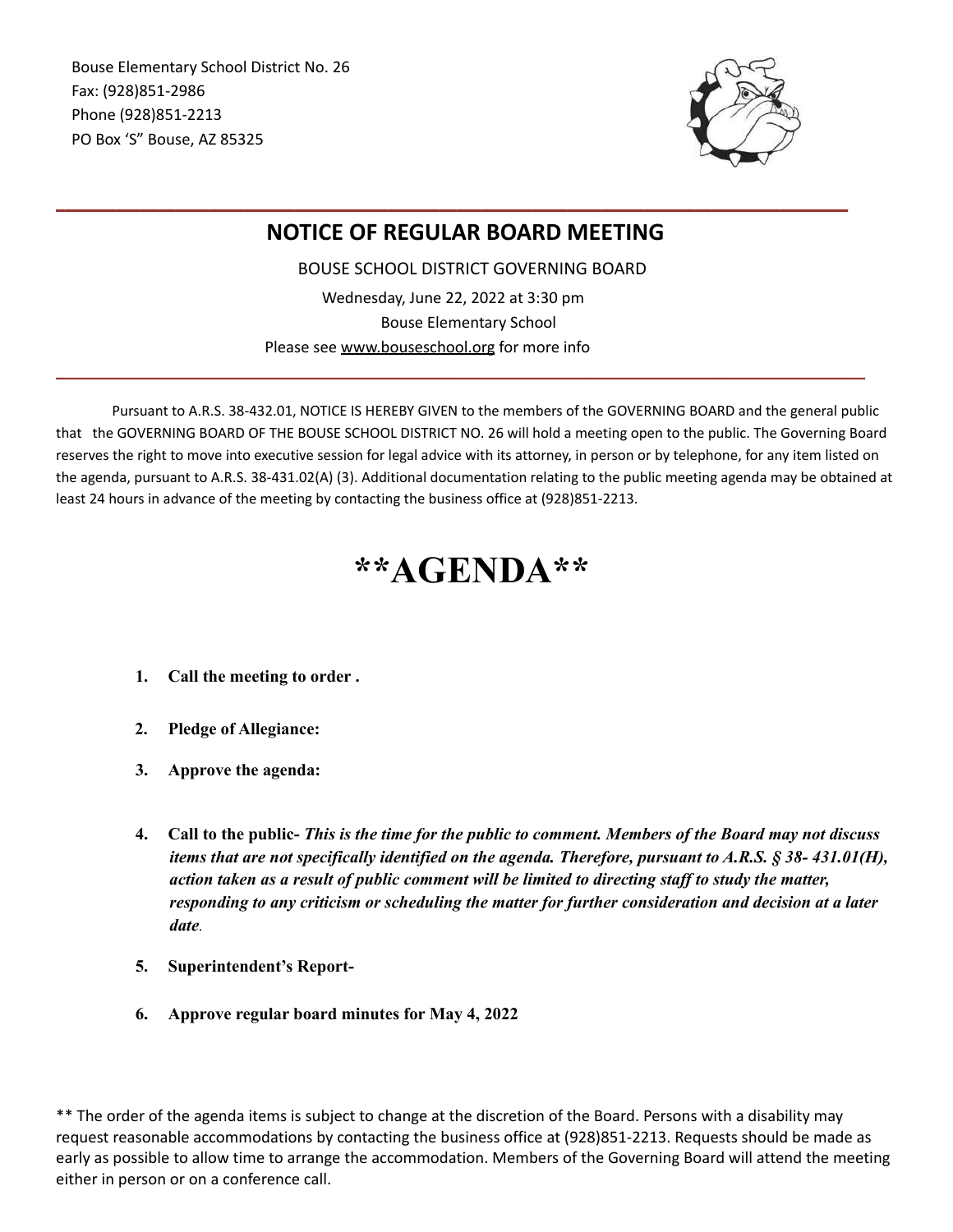Bouse Elementary School District No. 26
Fax: (928)851-2986
Phone (928)851-2213
PO Box 'S" Bouse, AZ 85325

# NOTICE OF REGULAR BOARD MEETING

BOUSE SCHOOL DISTRICT GOVERNING BOARD

Wednesday, June 22, 2022 at 3:30 pm
Bouse Elementary School
Please see www.bouseschool.org for more info

Pursuant to A.R.S. 38-432.01, NOTICE IS HEREBY GIVEN to the members of the GOVERNING BOARD and the general public that the GOVERNING BOARD OF THE BOUSE SCHOOL DISTRICT NO. 26 will hold a meeting open to the public. The Governing Board reserves the right to move into executive session for legal advice with its attorney, in person or by telephone, for any item listed on the agenda, pursuant to A.R.S. 38-431.02(A) (3). Additional documentation relating to the public meeting agenda may be obtained at least 24 hours in advance of the meeting by contacting the business office at (928)851-2213.

# **AGENDA**

1. **Call the meeting to order .**
2. **Pledge of Allegiance:**
3. **Approve the agenda:**
4. **Call to the public-** ***This is the time for the public to comment. Members of the Board may not discuss items that are not specifically identified on the agenda. Therefore, pursuant to A.R.S. § 38- 431.01(H), action taken as a result of public comment will be limited to directing staff to study the matter, responding to any criticism or scheduling the matter for further consideration and decision at a later date.***
5. **Superintendent's Report-**
6. **Approve regular board minutes for May 4, 2022**

** The order of the agenda items is subject to change at the discretion of the Board. Persons with a disability may request reasonable accommodations by contacting the business office at (928)851-2213. Requests should be made as early as possible to allow time to arrange the accommodation. Members of the Governing Board will attend the meeting either in person or on a conference call.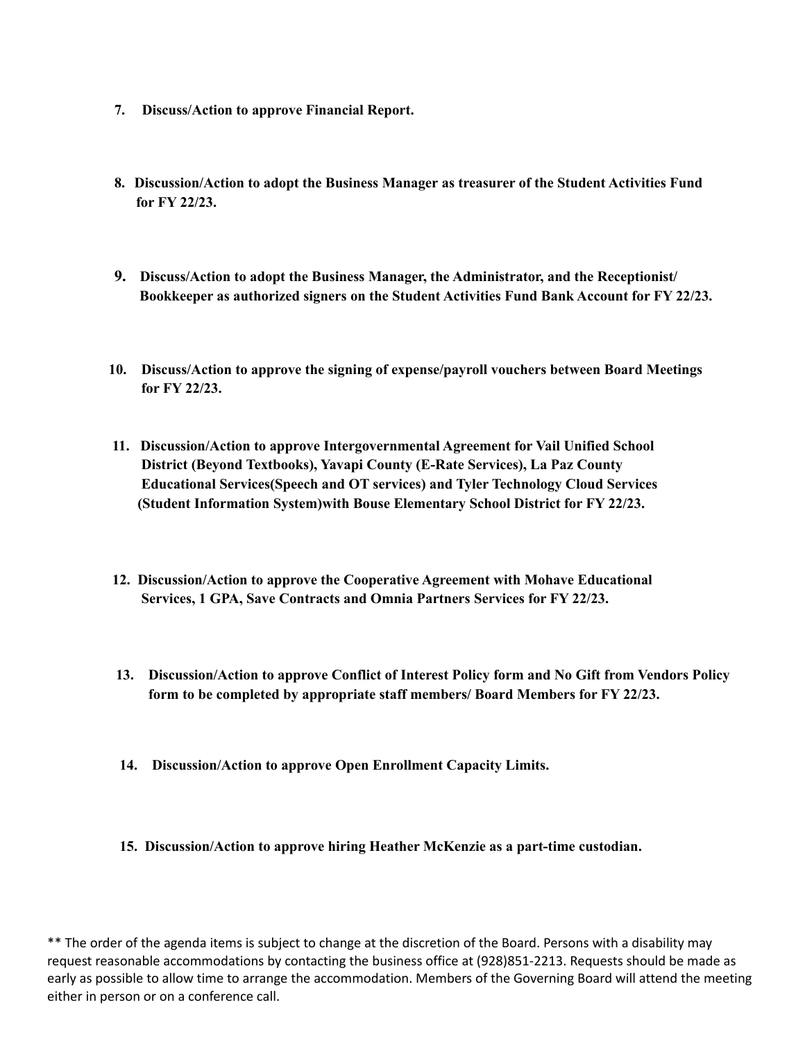7. **Discuss/Action to approve Financial Report.**

8. **Discussion/Action to adopt the Business Manager as treasurer of the Student Activities Fund for FY 22/23.**

9. **Discuss/Action to adopt the Business Manager, the Administrator, and the Receptionist/ Bookkeeper as authorized signers on the Student Activities Fund Bank Account for FY 22/23.**

10. **Discuss/Action to approve the signing of expense/payroll vouchers between Board Meetings for FY 22/23.**

11. **Discussion/Action to approve Intergovernmental Agreement for Vail Unified School District (Beyond Textbooks), Yavapai County (E-Rate Services), La Paz County Educational Services(Speech and OT services) and Tyler Technology Cloud Services (Student Information System)with Bouse Elementary School District for FY 22/23.**

12. **Discussion/Action to approve the Cooperative Agreement with Mohave Educational Services, 1 GPA, Save Contracts and Omnia Partners Services for FY 22/23.**

13. **Discussion/Action to approve Conflict of Interest Policy form and No Gift from Vendors Policy form to be completed by appropriate staff members/ Board Members for FY 22/23.**

14. **Discussion/Action to approve Open Enrollment Capacity Limits.**

15. **Discussion/Action to approve hiring Heather McKenzie as a part-time custodian.**

** The order of the agenda items is subject to change at the discretion of the Board. Persons with a disability may request reasonable accommodations by contacting the business office at (928)851-2213. Requests should be made as early as possible to allow time to arrange the accommodation. Members of the Governing Board will attend the meeting either in person or on a conference call.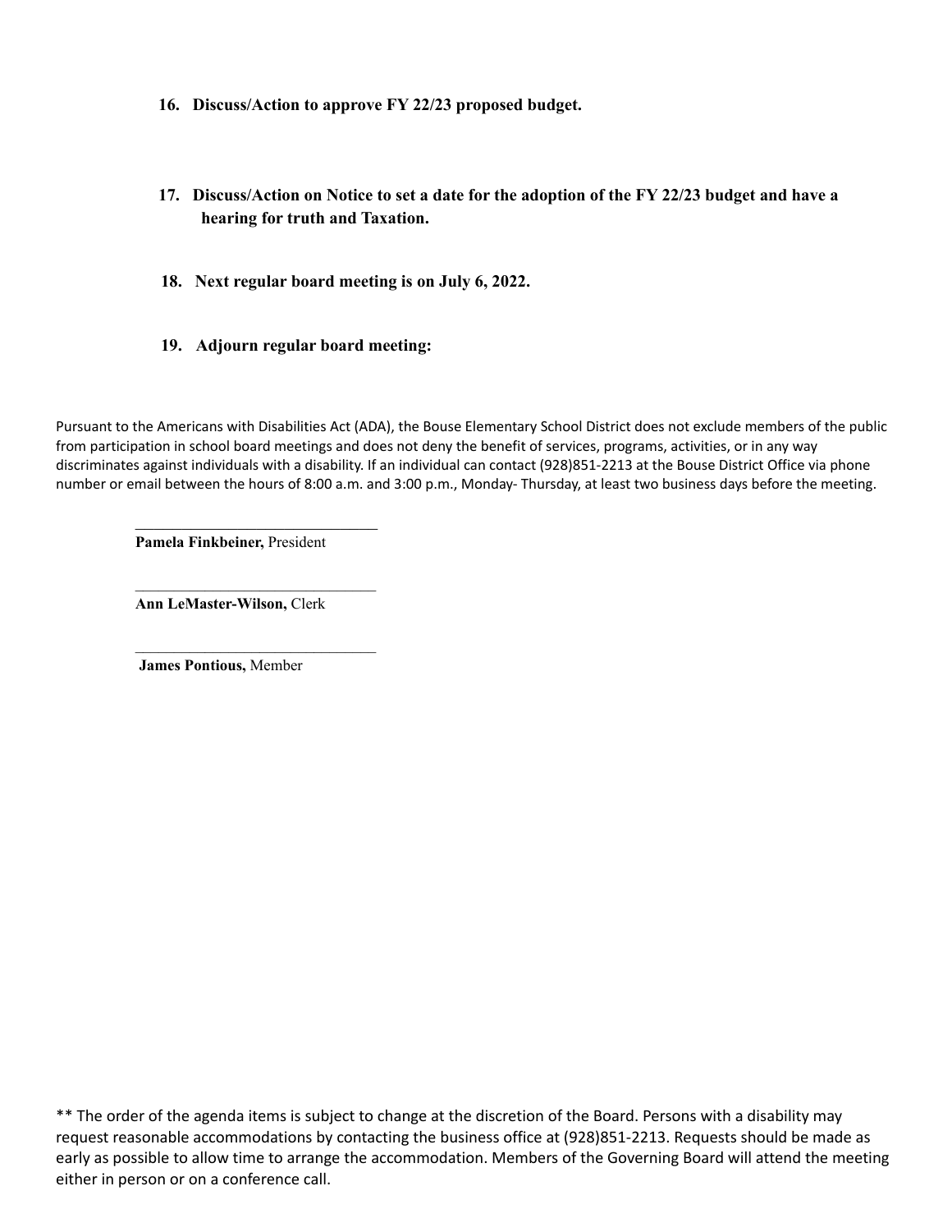16. **Discuss/Action to approve FY 22/23 proposed budget.**

17. **Discuss/Action on Notice to set a date for the adoption of the FY 22/23 budget and have a hearing for truth and Taxation.**

18. **Next regular board meeting is on July 6, 2022.**

19. **Adjourn regular board meeting:**

Pursuant to the Americans with Disabilities Act (ADA), the Bouse Elementary School District does not exclude members of the public from participation in school board meetings and does not deny the benefit of services, programs, activities, or in any way discriminates against individuals with a disability. If an individual can contact (928)851-2213 at the Bouse District Office via phone number or email between the hours of 8:00 a.m. and 3:00 p.m., Monday- Thursday, at least two business days before the meeting.

\_\_\_\_\_\_\_\_\_\_\_\_\_\_\_\_\_\_\_\_\_\_\_\_\_\_\_\_\_\_\_\_

**Pamela Finkbeiner,** President

\_\_\_\_\_\_\_\_\_\_\_\_\_\_\_\_\_\_\_\_\_\_\_\_\_\_\_\_\_\_\_\_

**Ann LeMaster-Wilson,** Clerk

\_\_\_\_\_\_\_\_\_\_\_\_\_\_\_\_\_\_\_\_\_\_\_\_\_\_\_\_\_\_\_\_

**James Pontious,** Member

** The order of the agenda items is subject to change at the discretion of the Board. Persons with a disability may request reasonable accommodations by contacting the business office at (928)851-2213. Requests should be made as early as possible to allow time to arrange the accommodation. Members of the Governing Board will attend the meeting either in person or on a conference call.